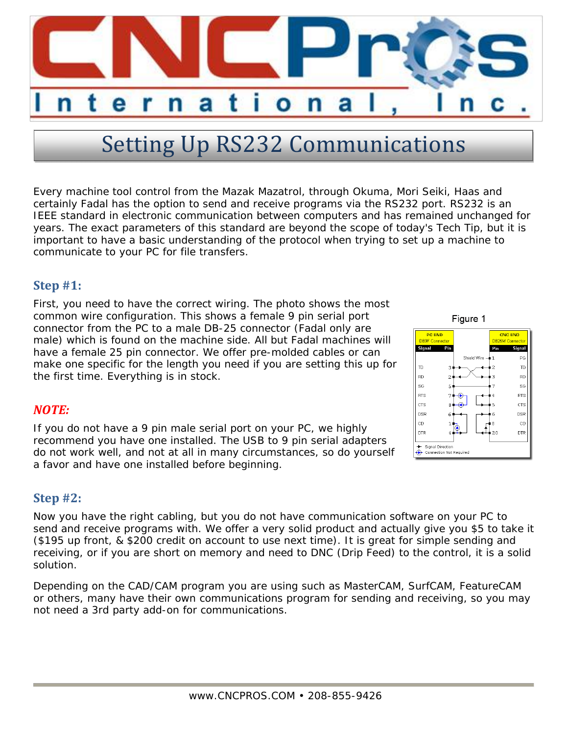# CNCPros International, Inc.

## Setting Up RS232 Communications

Every machine tool control from the Mazak Mazatrol, through Okuma, Mori Seiki, Haas and certainly Fadal has the option to send and receive programs via the RS232 port. RS232 is an IEEE standard in electronic communication between computers and has remained unchanged for years. The exact parameters of this standard are beyond the scope of today's Tech Tip, but it is important to have a basic understanding of the protocol when trying to set up a machine to communicate to your PC for file transfers.

### Step #1:

First, you need to have the correct wiring. The photo shows the most common wire configuration. This shows a female 9 pin serial port connector from the PC to a male DB-25 connector (Fadal only are male) which is found on the machine side. All but Fadal machines will have a female 25 pin connector. We offer pre-molded cables or can make one specific for the length you need if you are setting this up for the first time. Everything is in stock.

Figure 1

| PC END DB9F Connector Signal | Pin | Pin | CNC END DB25M Connector Signal |
|---|---|---|---|
| | | 1 (Shield Wire) | PG |
| TD | 3 | 2 | TD |
| RD | 2 | 3 | RD |
| SG | 5 | 7 | SG |
| RTS | 7 | 4 | RTS |
| CTS | 8 | 5 | CTS |
| DSR | 6 | 6 | DSR |
| CD | 1 | 8 | CD |
| DTR | 4 | 20 | DTR |

Signal Direction
Connection Not Required

### *NOTE:*

If you do not have a 9 pin male serial port on your PC, we highly recommend you have one installed. The USB to 9 pin serial adapters do not work well, and not at all in many circumstances, so do yourself a favor and have one installed before beginning.

### Step #2:

Now you have the right cabling, but you do not have communication software on your PC to send and receive programs with. We offer a very solid product and actually give you $5 to take it ($195 up front, & $200 credit on account to use next time). It is great for simple sending and receiving, or if you are short on memory and need to DNC (Drip Feed) to the control, it is a solid solution.

Depending on the CAD/CAM program you are using such as MasterCAM, SurfCAM, FeatureCAM or others, many have their own communications program for sending and receiving, so you may not need a 3rd party add-on for communications.

www.CNCPROS.COM • 208-855-9426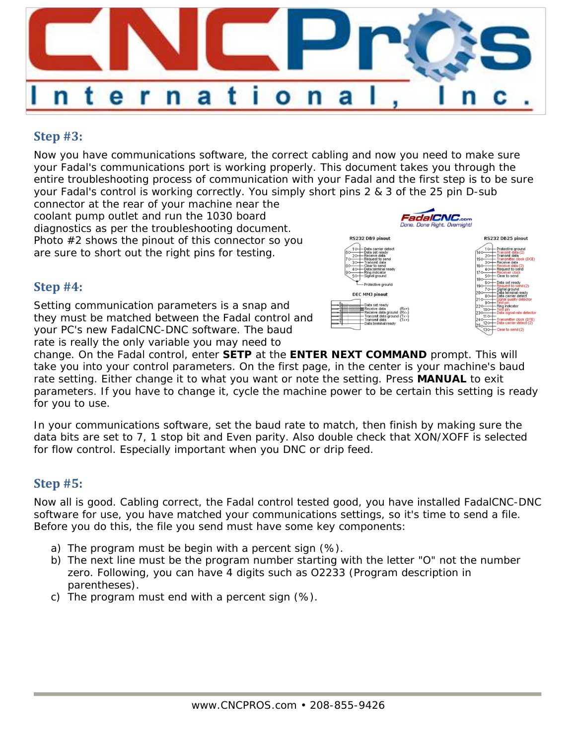## Step #3:

Now you have communications software, the correct cabling and now you need to make sure your Fadal's communications port is working properly. This document takes you through the entire troubleshooting process of communication with your Fadal and the first step is to be sure your Fadal's control is working correctly. You simply short pins 2 & 3 of the 25 pin D-sub connector at the rear of your machine near the coolant pump outlet and run the 1030 board diagnostics as per the troubleshooting document. Photo #2 shows the pinout of this connector so you are sure to short out the right pins for testing.

## Step #4:

Setting communication parameters is a snap and they must be matched between the Fadal control and your PC's new FadalCNC-DNC software. The baud rate is really the only variable you may need to change. On the Fadal control, enter **SETP** at the **ENTER NEXT COMMAND** prompt. This will take you into your control parameters. On the first page, in the center is your machine's baud rate setting. Either change it to what you want or note the setting. Press **MANUAL** to exit parameters. If you have to change it, cycle the machine power to be certain this setting is ready for you to use.

In your communications software, set the baud rate to match, then finish by making sure the data bits are set to 7, 1 stop bit and Even parity. Also double check that XON/XOFF is selected for flow control. Especially important when you DNC or drip feed.

## Step #5:

Now all is good. Cabling correct, the Fadal control tested good, you have installed FadalCNC-DNC software for use, you have matched your communications settings, so it's time to send a file. Before you do this, the file you send must have some key components:

a) The program must be begin with a percent sign (%).
b) The next line must be the program number starting with the letter "O" not the number zero. Following, you can have 4 digits such as O2233 (Program description in parentheses).
c) The program must end with a percent sign (%).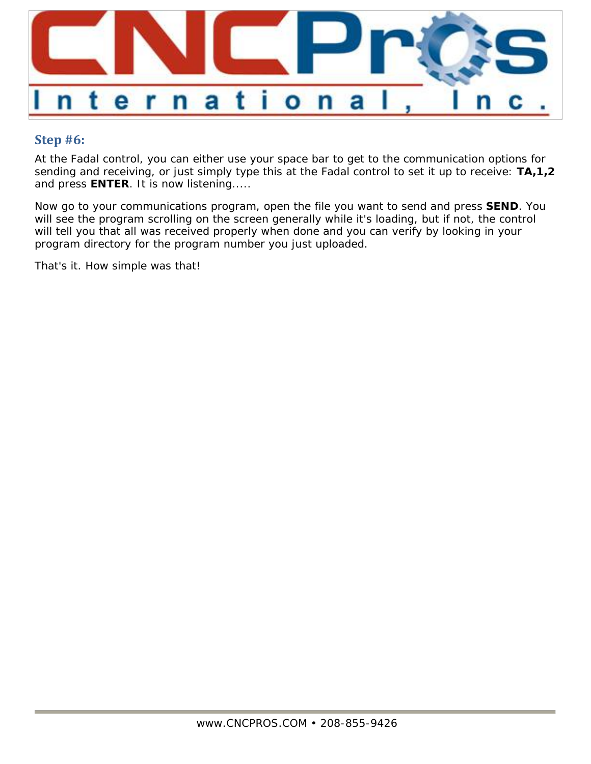## Step #6:

At the Fadal control, you can either use your space bar to get to the communication options for sending and receiving, or just simply type this at the Fadal control to set it up to receive: **TA,1,2** and press **ENTER**. It is now listening.....

Now go to your communications program, open the file you want to send and press **SEND**. You will see the program scrolling on the screen generally while it's loading, but if not, the control will tell you that all was received properly when done and you can verify by looking in your program directory for the program number you just uploaded.

That's it. How simple was that!